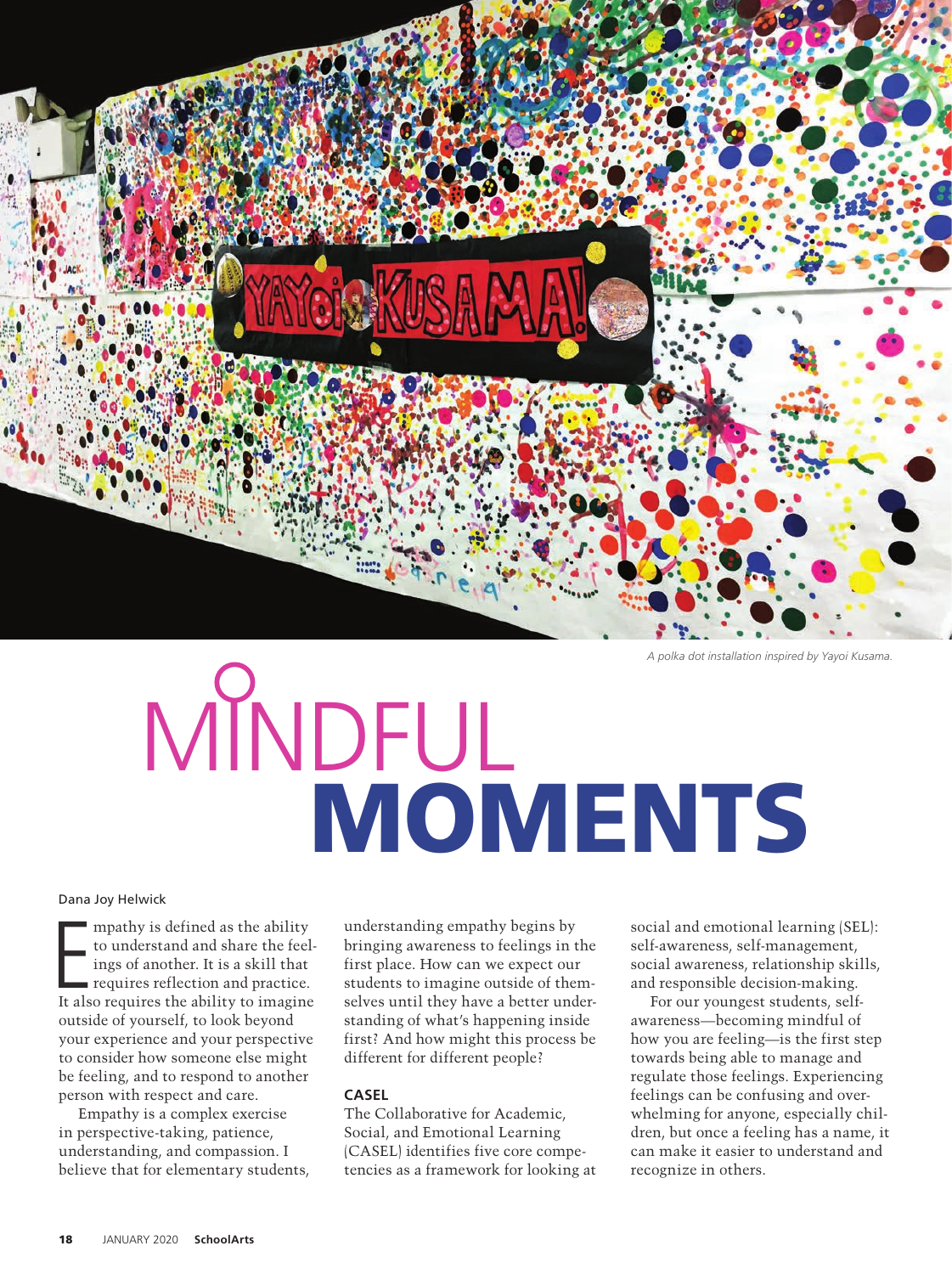A polka dot installation inspired by Yayoi Kusama.

# MINDFUL MOMENTS

Dana Joy Helwick

Empathy is defined as the ability to understand and share the feelings of another. It is a skill that requires reflection and practice. It also requires the ability to imagine outside of yourself, to look beyond your experience and your perspective to consider how someone else might be feeling, and to respond to another person with respect and care.

Empathy is a complex exercise in perspective-taking, patience, understanding, and compassion. I believe that for elementary students, understanding empathy begins by bringing awareness to feelings in the first place. How can we expect our students to imagine outside of themselves until they have a better understanding of what's happening inside first? And how might this process be different for different people?

## CASEL

The Collaborative for Academic, Social, and Emotional Learning (CASEL) identifies five core competencies as a framework for looking at social and emotional learning (SEL): self-awareness, self-management, social awareness, relationship skills, and responsible decision-making.

For our youngest students, self-awareness—becoming mindful of how you are feeling—is the first step towards being able to manage and regulate those feelings. Experiencing feelings can be confusing and overwhelming for anyone, especially children, but once a feeling has a name, it can make it easier to understand and recognize in others.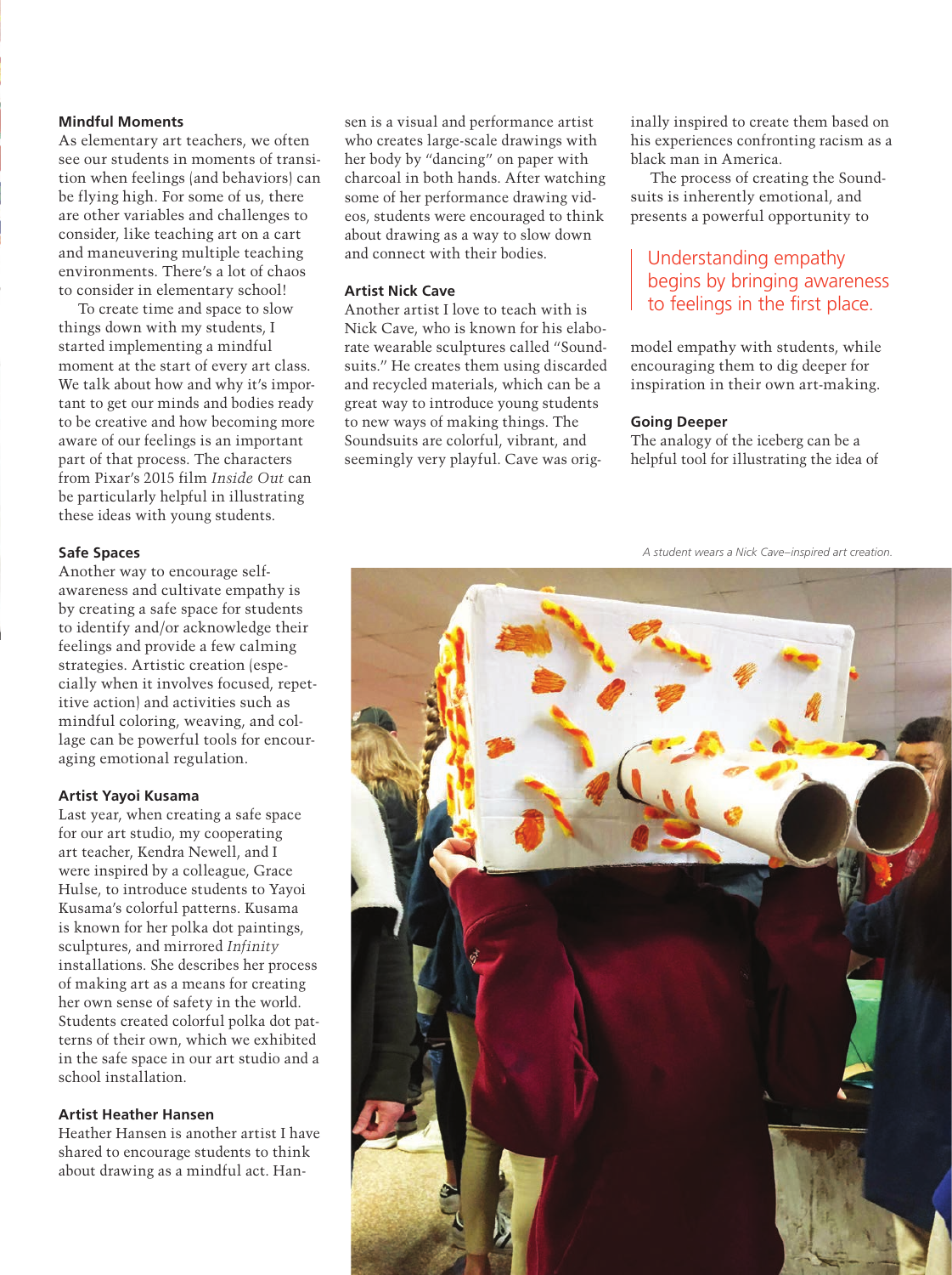### Mindful Moments

As elementary art teachers, we often see our students in moments of transition when feelings (and behaviors) can be flying high. For some of us, there are other variables and challenges to consider, like teaching art on a cart and maneuvering multiple teaching environments. There's a lot of chaos to consider in elementary school!

To create time and space to slow things down with my students, I started implementing a mindful moment at the start of every art class. We talk about how and why it's important to get our minds and bodies ready to be creative and how becoming more aware of our feelings is an important part of that process. The characters from Pixar's 2015 film *Inside Out* can be particularly helpful in illustrating these ideas with young students.

### Safe Spaces

Another way to encourage self-awareness and cultivate empathy is by creating a safe space for students to identify and/or acknowledge their feelings and provide a few calming strategies. Artistic creation (especially when it involves focused, repetitive action) and activities such as mindful coloring, weaving, and collage can be powerful tools for encouraging emotional regulation.

### Artist Yayoi Kusama

Last year, when creating a safe space for our art studio, my cooperating art teacher, Kendra Newell, and I were inspired by a colleague, Grace Hulse, to introduce students to Yayoi Kusama's colorful patterns. Kusama is known for her polka dot paintings, sculptures, and mirrored *Infinity* installations. She describes her process of making art as a means for creating her own sense of safety in the world. Students created colorful polka dot patterns of their own, which we exhibited in the safe space in our art studio and a school installation.

### Artist Heather Hansen

Heather Hansen is another artist I have shared to encourage students to think about drawing as a mindful act. Hansen is a visual and performance artist who creates large-scale drawings with her body by "dancing" on paper with charcoal in both hands. After watching some of her performance drawing videos, students were encouraged to think about drawing as a way to slow down and connect with their bodies.

### Artist Nick Cave

Another artist I love to teach with is Nick Cave, who is known for his elaborate wearable sculptures called "Soundsuits." He creates them using discarded and recycled materials, which can be a great way to introduce young students to new ways of making things. The Soundsuits are colorful, vibrant, and seemingly very playful. Cave was originally inspired to create them based on his experiences confronting racism as a black man in America.

The process of creating the Soundsuits is inherently emotional, and presents a powerful opportunity to model empathy with students, while encouraging them to dig deeper for inspiration in their own art-making.

> Understanding empathy begins by bringing awareness to feelings in the first place.

### Going Deeper

The analogy of the iceberg can be a helpful tool for illustrating the idea of

*A student wears a Nick Cave–inspired art creation.*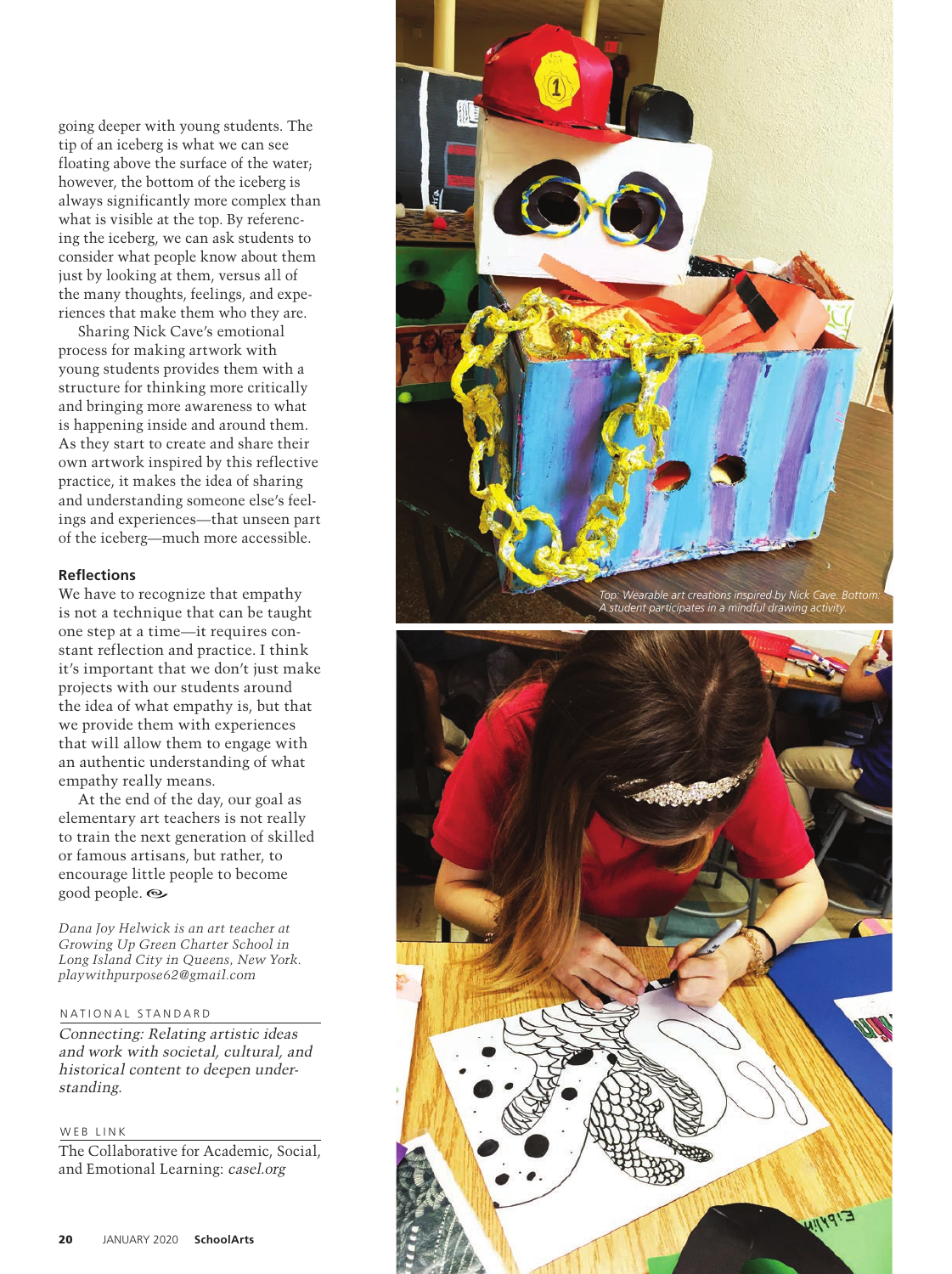going deeper with young students. The tip of an iceberg is what we can see floating above the surface of the water; however, the bottom of the iceberg is always significantly more complex than what is visible at the top. By referencing the iceberg, we can ask students to consider what people know about them just by looking at them, versus all of the many thoughts, feelings, and experiences that make them who they are.

Sharing Nick Cave's emotional process for making artwork with young students provides them with a structure for thinking more critically and bringing more awareness to what is happening inside and around them. As they start to create and share their own artwork inspired by this reflective practice, it makes the idea of sharing and understanding someone else's feelings and experiences—that unseen part of the iceberg—much more accessible.

### Reflections

We have to recognize that empathy is not a technique that can be taught one step at a time—it requires constant reflection and practice. I think it's important that we don't just make projects with our students around the idea of what empathy is, but that we provide them with experiences that will allow them to engage with an authentic understanding of what empathy really means.

At the end of the day, our goal as elementary art teachers is not really to train the next generation of skilled or famous artisans, but rather, to encourage little people to become good people.

*Dana Joy Helwick is an art teacher at Growing Up Green Charter School in Long Island City in Queens, New York. playwithpurpose62@gmail.com*

NATIONAL STANDARD

*Connecting: Relating artistic ideas and work with societal, cultural, and historical content to deepen understanding.*

WEB LINK

The Collaborative for Academic, Social, and Emotional Learning: *casel.org*

*Top: Wearable art creations inspired by Nick Cave. Bottom: A student participates in a mindful drawing activity.*